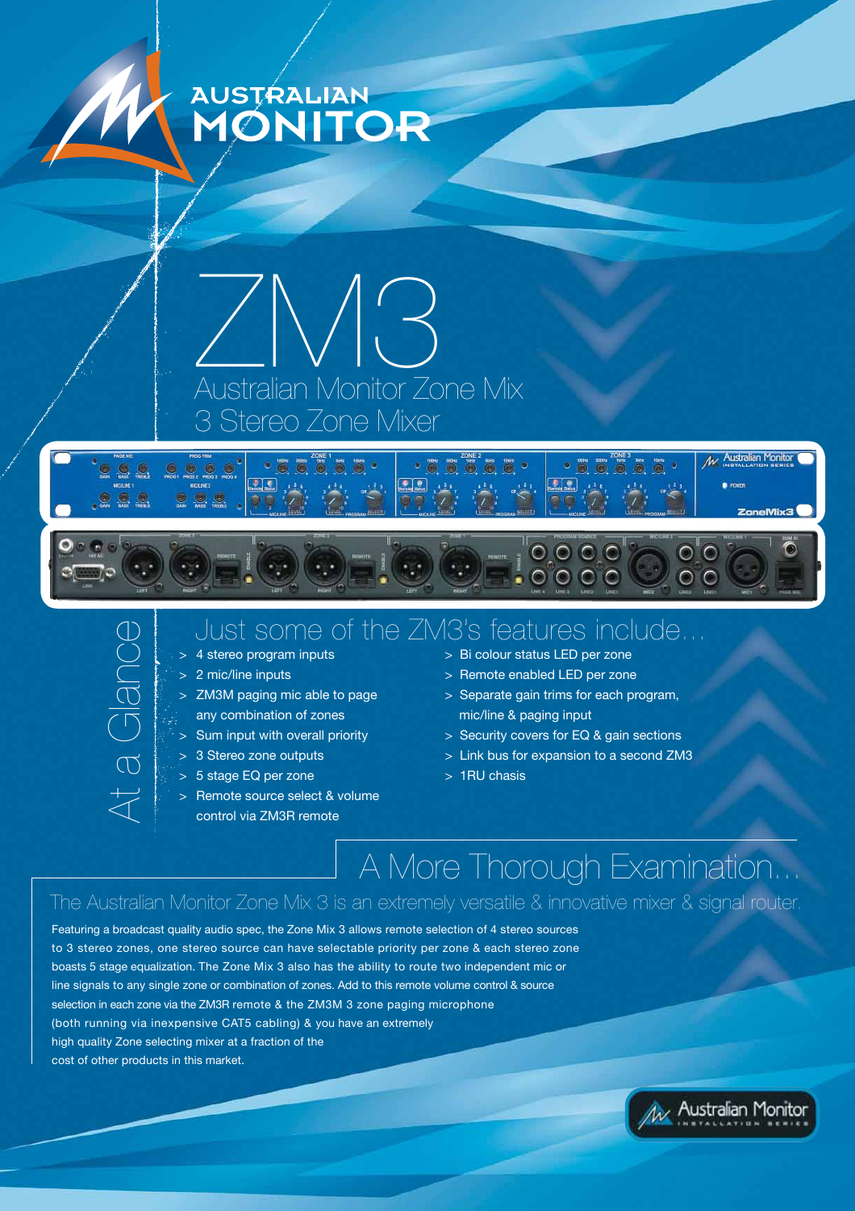AUSTRALIAN MONITOR

# ZM3

## Australian Monitor Zone Mix 3 Stereo Zone Mixer

### At a Glance

## Just some of the ZM3's features include…

- 4 stereo program inputs
- 2 mic/line inputs
- ZM3M paging mic able to page any combination of zones
- Sum input with overall priority
- 3 Stereo zone outputs
- 5 stage EQ per zone
- Remote source select & volume control via ZM3R remote
- Bi colour status LED per zone
- Remote enabled LED per zone
- Separate gain trims for each program, mic/line & paging input
- Security covers for EQ & gain sections
- Link bus for expansion to a second ZM3
- 1RU chasis

## A More Thorough Examination…

The Australian Monitor Zone Mix 3 is an extremely versatile & innovative mixer & signal router.

Featuring a broadcast quality audio spec, the Zone Mix 3 allows remote selection of 4 stereo sources to 3 stereo zones, one stereo source can have selectable priority per zone & each stereo zone boasts 5 stage equalization. The Zone Mix 3 also has the ability to route two independent mic or line signals to any single zone or combination of zones. Add to this remote volume control & source selection in each zone via the ZM3R remote & the ZM3M 3 zone paging microphone (both running via inexpensive CAT5 cabling) & you have an extremely high quality Zone selecting mixer at a fraction of the cost of other products in this market.

Australian Monitor INSTALLATION SERIES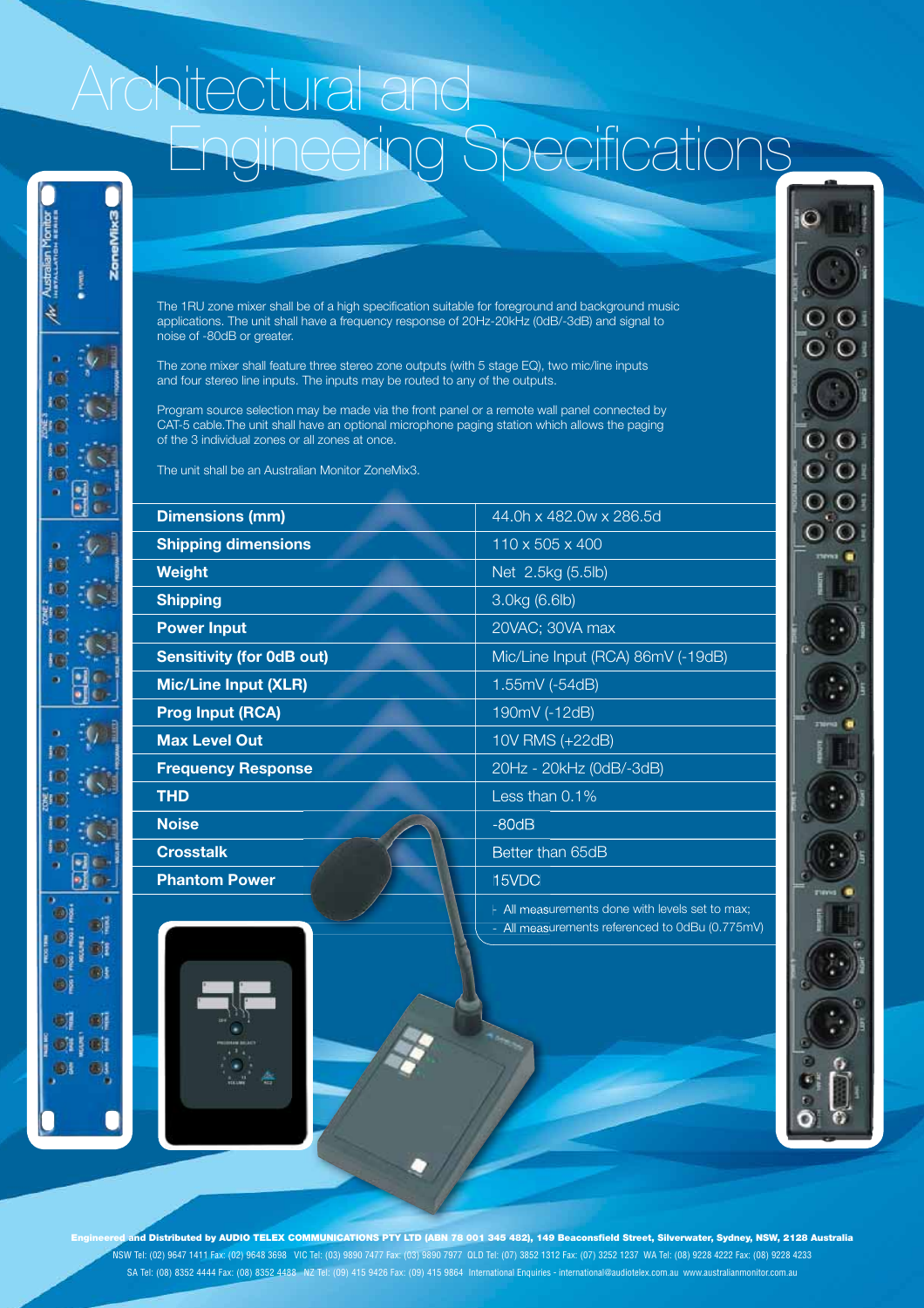# Architectural and Engineering Specifications

The 1RU zone mixer shall be of a high specification suitable for foreground and background music applications. The unit shall have a frequency response of 20Hz-20kHz (0dB/-3dB) and signal to noise of -80dB or greater.

The zone mixer shall feature three stereo zone outputs (with 5 stage EQ), two mic/line inputs and four stereo line inputs. The inputs may be routed to any of the outputs.

Program source selection may be made via the front panel or a remote wall panel connected by CAT-5 cable.The unit shall have an optional microphone paging station which allows the paging of the 3 individual zones or all zones at once.

The unit shall be an Australian Monitor ZoneMix3.

| | |
|---|---|
| **Dimensions (mm)** | 44.0h x 482.0w x 286.5d |
| **Shipping dimensions** | 110 x 505 x 400 |
| **Weight** | Net 2.5kg (5.5lb) |
| **Shipping** | 3.0kg (6.6lb) |
| **Power Input** | 20VAC; 30VA max |
| **Sensitivity (for 0dB out)** | Mic/Line Input (RCA) 86mV (-19dB) |
| **Mic/Line Input (XLR)** | 1.55mV (-54dB) |
| **Prog Input (RCA)** | 190mV (-12dB) |
| **Max Level Out** | 10V RMS (+22dB) |
| **Frequency Response** | 20Hz - 20kHz (0dB/-3dB) |
| **THD** | Less than 0.1% |
| **Noise** | -80dB |
| **Crosstalk** | Better than 65dB |
| **Phantom Power** | 15VDC |

- All measurements done with levels set to max;
- All measurements referenced to 0dBu (0.775mV)

Engineered and Distributed by AUDIO TELEX COMMUNICATIONS PTY LTD (ABN 78 001 345 482), 149 Beaconsfield Street, Silverwater, Sydney, NSW, 2128 Australia
NSW Tel: (02) 9647 1411 Fax: (02) 9648 3698 VIC Tel: (03) 9890 7477 Fax: (03) 9890 7977 QLD Tel: (07) 3852 1312 Fax: (07) 3252 1237 WA Tel: (08) 9228 4222 Fax: (08) 9228 4233
SA Tel: (08) 8352 4444 Fax: (08) 8352 4488 NZ Tel: (09) 415 9426 Fax: (09) 415 9864 International Enquiries - international@audiotelex.com.au www.australianmonitor.com.au